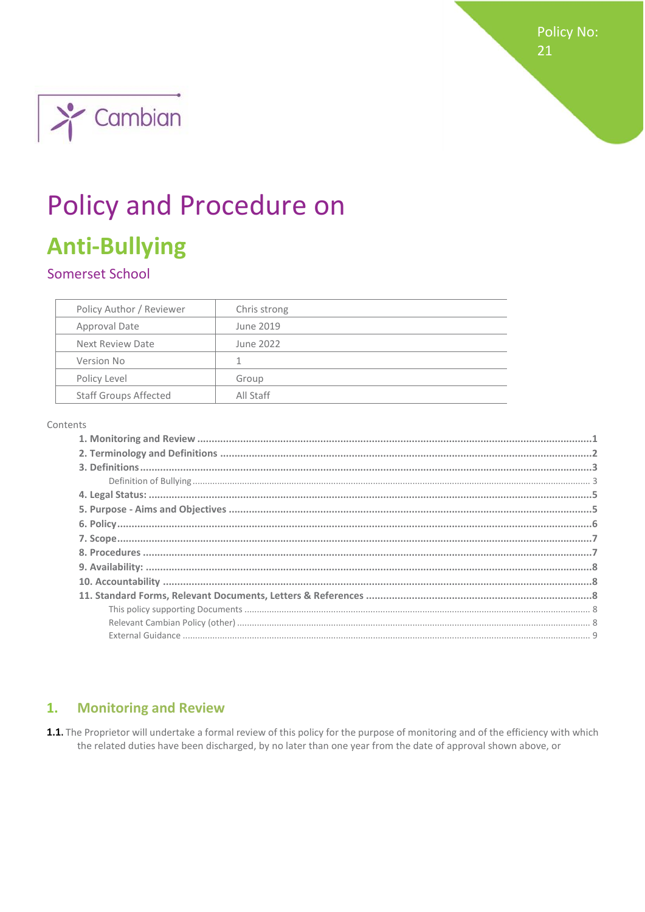Policy No: 21

Cambian

# Policy and Procedure on

# Anti-Bullying

## Somerset School

| Policy Author / Reviewer | Chris strong |
|---|---|
| Approval Date | June 2019 |
| Next Review Date | June 2022 |
| Version No | 1 |
| Policy Level | Group |
| Staff Groups Affected | All Staff |

Contents

- **1. Monitoring and Review** ..... 1
- **2. Terminology and Definitions** ..... 2
- **3. Definitions** ..... 3
  - Definition of Bullying ..... 3
- **4. Legal Status:** ..... 5
- **5. Purpose - Aims and Objectives** ..... 5
- **6. Policy** ..... 6
- **7. Scope** ..... 7
- **8. Procedures** ..... 7
- **9. Availability:** ..... 8
- **10. Accountability** ..... 8
- **11. Standard Forms, Relevant Documents, Letters & References** ..... 8
  - This policy supporting Documents ..... 8
  - Relevant Cambian Policy (other) ..... 8
  - External Guidance ..... 9

## 1. Monitoring and Review

**1.1.** The Proprietor will undertake a formal review of this policy for the purpose of monitoring and of the efficiency with which the related duties have been discharged, by no later than one year from the date of approval shown above, or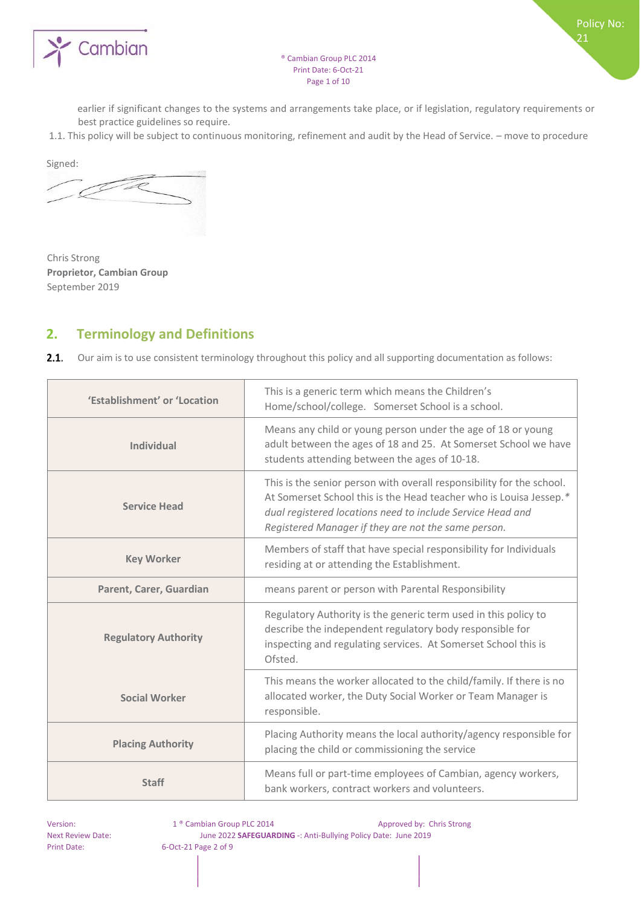earlier if significant changes to the systems and arrangements take place, or if legislation, regulatory requirements or best practice guidelines so require.

1.1. This policy will be subject to continuous monitoring, refinement and audit by the Head of Service. – move to procedure

Signed:

Chris Strong
**Proprietor, Cambian Group**
September 2019

## 2. Terminology and Definitions

**2.1.** Our aim is to use consistent terminology throughout this policy and all supporting documentation as follows:

| | |
|---|---|
| **'Establishment' or 'Location** | This is a generic term which means the Children's Home/school/college. Somerset School is a school. |
| **Individual** | Means any child or young person under the age of 18 or young adult between the ages of 18 and 25. At Somerset School we have students attending between the ages of 10-18. |
| **Service Head** | This is the senior person with overall responsibility for the school. At Somerset School this is the Head teacher who is Louisa Jessep.* *dual registered locations need to include Service Head and Registered Manager if they are not the same person.* |
| **Key Worker** | Members of staff that have special responsibility for Individuals residing at or attending the Establishment. |
| **Parent, Carer, Guardian** | means parent or person with Parental Responsibility |
| **Regulatory Authority** | Regulatory Authority is the generic term used in this policy to describe the independent regulatory body responsible for inspecting and regulating services. At Somerset School this is Ofsted. |
| **Social Worker** | This means the worker allocated to the child/family. If there is no allocated worker, the Duty Social Worker or Team Manager is responsible. |
| **Placing Authority** | Placing Authority means the local authority/agency responsible for placing the child or commissioning the service |
| **Staff** | Means full or part-time employees of Cambian, agency workers, bank workers, contract workers and volunteers. |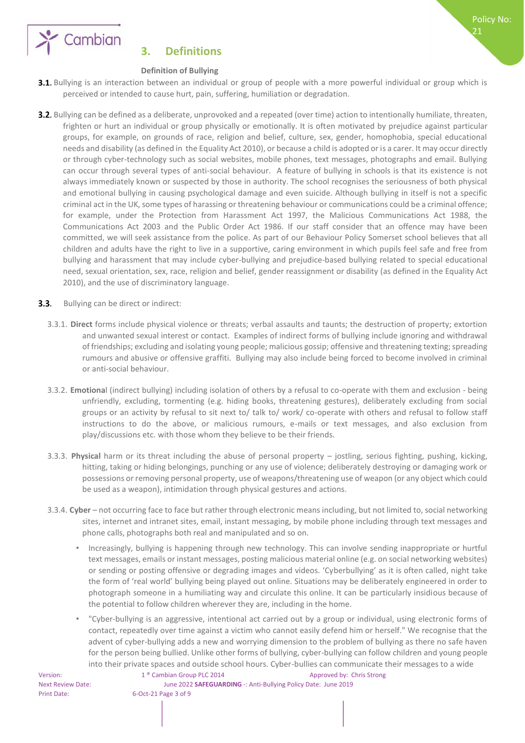## 3. Definitions

**Definition of Bullying**

**3.1.** Bullying is an interaction between an individual or group of people with a more powerful individual or group which is perceived or intended to cause hurt, pain, suffering, humiliation or degradation.

**3.2.** Bullying can be defined as a deliberate, unprovoked and a repeated (over time) action to intentionally humiliate, threaten, frighten or hurt an individual or group physically or emotionally. It is often motivated by prejudice against particular groups, for example, on grounds of race, religion and belief, culture, sex, gender, homophobia, special educational needs and disability (as defined in the Equality Act 2010), or because a child is adopted or is a carer. It may occur directly or through cyber-technology such as social websites, mobile phones, text messages, photographs and email. Bullying can occur through several types of anti-social behaviour. A feature of bullying in schools is that its existence is not always immediately known or suspected by those in authority. The school recognises the seriousness of both physical and emotional bullying in causing psychological damage and even suicide. Although bullying in itself is not a specific criminal act in the UK, some types of harassing or threatening behaviour or communications could be a criminal offence; for example, under the Protection from Harassment Act 1997, the Malicious Communications Act 1988, the Communications Act 2003 and the Public Order Act 1986. If our staff consider that an offence may have been committed, we will seek assistance from the police. As part of our Behaviour Policy Somerset school believes that all children and adults have the right to live in a supportive, caring environment in which pupils feel safe and free from bullying and harassment that may include cyber-bullying and prejudice-based bullying related to special educational need, sexual orientation, sex, race, religion and belief, gender reassignment or disability (as defined in the Equality Act 2010), and the use of discriminatory language.

**3.3.** Bullying can be direct or indirect:

3.3.1. **Direct** forms include physical violence or threats; verbal assaults and taunts; the destruction of property; extortion and unwanted sexual interest or contact. Examples of indirect forms of bullying include ignoring and withdrawal of friendships; excluding and isolating young people; malicious gossip; offensive and threatening texting; spreading rumours and abusive or offensive graffiti. Bullying may also include being forced to become involved in criminal or anti-social behaviour.

3.3.2. **Emotional** (indirect bullying) including isolation of others by a refusal to co-operate with them and exclusion - being unfriendly, excluding, tormenting (e.g. hiding books, threatening gestures), deliberately excluding from social groups or an activity by refusal to sit next to/ talk to/ work/ co-operate with others and refusal to follow staff instructions to do the above, or malicious rumours, e-mails or text messages, and also exclusion from play/discussions etc. with those whom they believe to be their friends.

3.3.3. **Physical** harm or its threat including the abuse of personal property – jostling, serious fighting, pushing, kicking, hitting, taking or hiding belongings, punching or any use of violence; deliberately destroying or damaging work or possessions or removing personal property, use of weapons/threatening use of weapon (or any object which could be used as a weapon), intimidation through physical gestures and actions.

3.3.4. **Cyber** – not occurring face to face but rather through electronic means including, but not limited to, social networking sites, internet and intranet sites, email, instant messaging, by mobile phone including through text messages and phone calls, photographs both real and manipulated and so on.

- Increasingly, bullying is happening through new technology. This can involve sending inappropriate or hurtful text messages, emails or instant messages, posting malicious material online (e.g. on social networking websites) or sending or posting offensive or degrading images and videos. 'Cyberbullying' as it is often called, night take the form of 'real world' bullying being played out online. Situations may be deliberately engineered in order to photograph someone in a humiliating way and circulate this online. It can be particularly insidious because of the potential to follow children wherever they are, including in the home.
- "Cyber-bullying is an aggressive, intentional act carried out by a group or individual, using electronic forms of contact, repeatedly over time against a victim who cannot easily defend him or herself." We recognise that the advent of cyber-bullying adds a new and worrying dimension to the problem of bullying as there no safe haven for the person being bullied. Unlike other forms of bullying, cyber-bullying can follow children and young people into their private spaces and outside school hours. Cyber-bullies can communicate their messages to a wide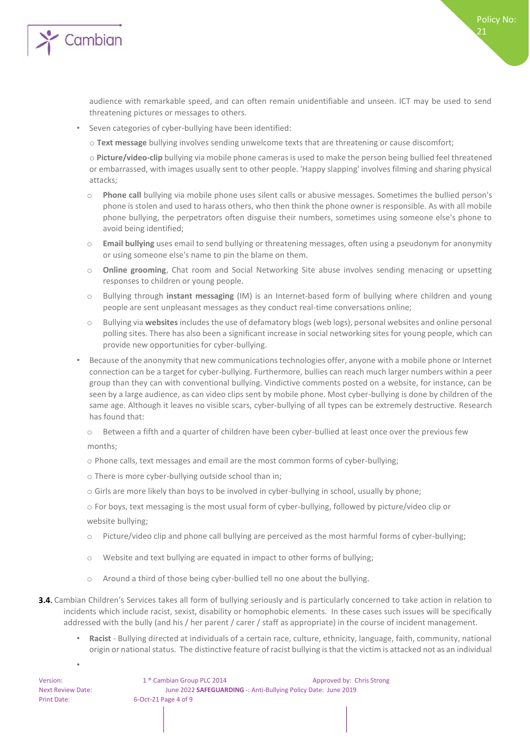audience with remarkable speed, and can often remain unidentifiable and unseen. ICT may be used to send threatening pictures or messages to others.

- Seven categories of cyber-bullying have been identified:
  - **Text message** bullying involves sending unwelcome texts that are threatening or cause discomfort;
  - **Picture/video-clip** bullying via mobile phone cameras is used to make the person being bullied feel threatened or embarrassed, with images usually sent to other people. 'Happy slapping' involves filming and sharing physical attacks;
  - **Phone call** bullying via mobile phone uses silent calls or abusive messages. Sometimes the bullied person's phone is stolen and used to harass others, who then think the phone owner is responsible. As with all mobile phone bullying, the perpetrators often disguise their numbers, sometimes using someone else's phone to avoid being identified;
  - **Email bullying** uses email to send bullying or threatening messages, often using a pseudonym for anonymity or using someone else's name to pin the blame on them.
  - **Online grooming**, Chat room and Social Networking Site abuse involves sending menacing or upsetting responses to children or young people.
  - Bullying through **instant messaging** (IM) is an Internet-based form of bullying where children and young people are sent unpleasant messages as they conduct real-time conversations online;
  - Bullying via **websites** includes the use of defamatory blogs (web logs), personal websites and online personal polling sites. There has also been a significant increase in social networking sites for young people, which can provide new opportunities for cyber-bullying.
- Because of the anonymity that new communications technologies offer, anyone with a mobile phone or Internet connection can be a target for cyber-bullying. Furthermore, bullies can reach much larger numbers within a peer group than they can with conventional bullying. Vindictive comments posted on a website, for instance, can be seen by a large audience, as can video clips sent by mobile phone. Most cyber-bullying is done by children of the same age. Although it leaves no visible scars, cyber-bullying of all types can be extremely destructive. Research has found that:
  - Between a fifth and a quarter of children have been cyber-bullied at least once over the previous few months;
  - Phone calls, text messages and email are the most common forms of cyber-bullying;
  - There is more cyber-bullying outside school than in;
  - Girls are more likely than boys to be involved in cyber-bullying in school, usually by phone;
  - For boys, text messaging is the most usual form of cyber-bullying, followed by picture/video clip or website bullying;
  - Picture/video clip and phone call bullying are perceived as the most harmful forms of cyber-bullying;
  - Website and text bullying are equated in impact to other forms of bullying;
  - Around a third of those being cyber-bullied tell no one about the bullying.

**3.4.** Cambian Children's Services takes all form of bullying seriously and is particularly concerned to take action in relation to incidents which include racist, sexist, disability or homophobic elements. In these cases such issues will be specifically addressed with the bully (and his / her parent / carer / staff as appropriate) in the course of incident management.

- **Racist** - Bullying directed at individuals of a certain race, culture, ethnicity, language, faith, community, national origin or national status. The distinctive feature of racist bullying is that the victim is attacked not as an individual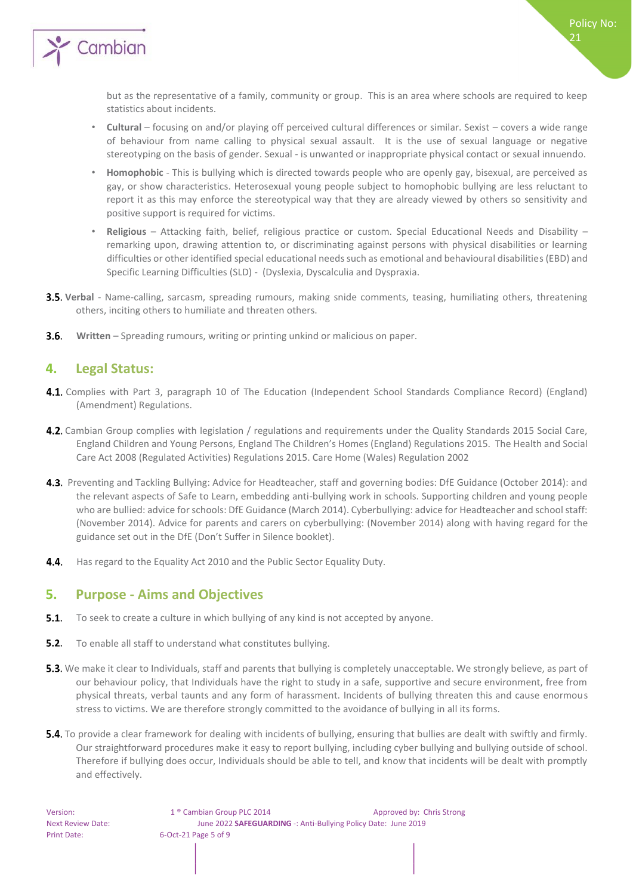but as the representative of a family, community or group. This is an area where schools are required to keep statistics about incidents.

- **Cultural** – focusing on and/or playing off perceived cultural differences or similar. Sexist – covers a wide range of behaviour from name calling to physical sexual assault. It is the use of sexual language or negative stereotyping on the basis of gender. Sexual - is unwanted or inappropriate physical contact or sexual innuendo.
- **Homophobic** - This is bullying which is directed towards people who are openly gay, bisexual, are perceived as gay, or show characteristics. Heterosexual young people subject to homophobic bullying are less reluctant to report it as this may enforce the stereotypical way that they are already viewed by others so sensitivity and positive support is required for victims.
- **Religious** – Attacking faith, belief, religious practice or custom. Special Educational Needs and Disability – remarking upon, drawing attention to, or discriminating against persons with physical disabilities or learning difficulties or other identified special educational needs such as emotional and behavioural disabilities (EBD) and Specific Learning Difficulties (SLD) - (Dyslexia, Dyscalculia and Dyspraxia.

**3.5.** **Verbal** - Name-calling, sarcasm, spreading rumours, making snide comments, teasing, humiliating others, threatening others, inciting others to humiliate and threaten others.

**3.6.** **Written** – Spreading rumours, writing or printing unkind or malicious on paper.

## 4. Legal Status:

**4.1.** Complies with Part 3, paragraph 10 of The Education (Independent School Standards Compliance Record) (England) (Amendment) Regulations.

**4.2.** Cambian Group complies with legislation / regulations and requirements under the Quality Standards 2015 Social Care, England Children and Young Persons, England The Children's Homes (England) Regulations 2015. The Health and Social Care Act 2008 (Regulated Activities) Regulations 2015. Care Home (Wales) Regulation 2002

**4.3.** Preventing and Tackling Bullying: Advice for Headteacher, staff and governing bodies: DfE Guidance (October 2014): and the relevant aspects of Safe to Learn, embedding anti-bullying work in schools. Supporting children and young people who are bullied: advice for schools: DfE Guidance (March 2014). Cyberbullying: advice for Headteacher and school staff: (November 2014). Advice for parents and carers on cyberbullying: (November 2014) along with having regard for the guidance set out in the DfE (Don't Suffer in Silence booklet).

**4.4.** Has regard to the Equality Act 2010 and the Public Sector Equality Duty.

## 5. Purpose - Aims and Objectives

**5.1.** To seek to create a culture in which bullying of any kind is not accepted by anyone.

**5.2.** To enable all staff to understand what constitutes bullying.

**5.3.** We make it clear to Individuals, staff and parents that bullying is completely unacceptable. We strongly believe, as part of our behaviour policy, that Individuals have the right to study in a safe, supportive and secure environment, free from physical threats, verbal taunts and any form of harassment. Incidents of bullying threaten this and cause enormous stress to victims. We are therefore strongly committed to the avoidance of bullying in all its forms.

**5.4.** To provide a clear framework for dealing with incidents of bullying, ensuring that bullies are dealt with swiftly and firmly. Our straightforward procedures make it easy to report bullying, including cyber bullying and bullying outside of school. Therefore if bullying does occur, Individuals should be able to tell, and know that incidents will be dealt with promptly and effectively.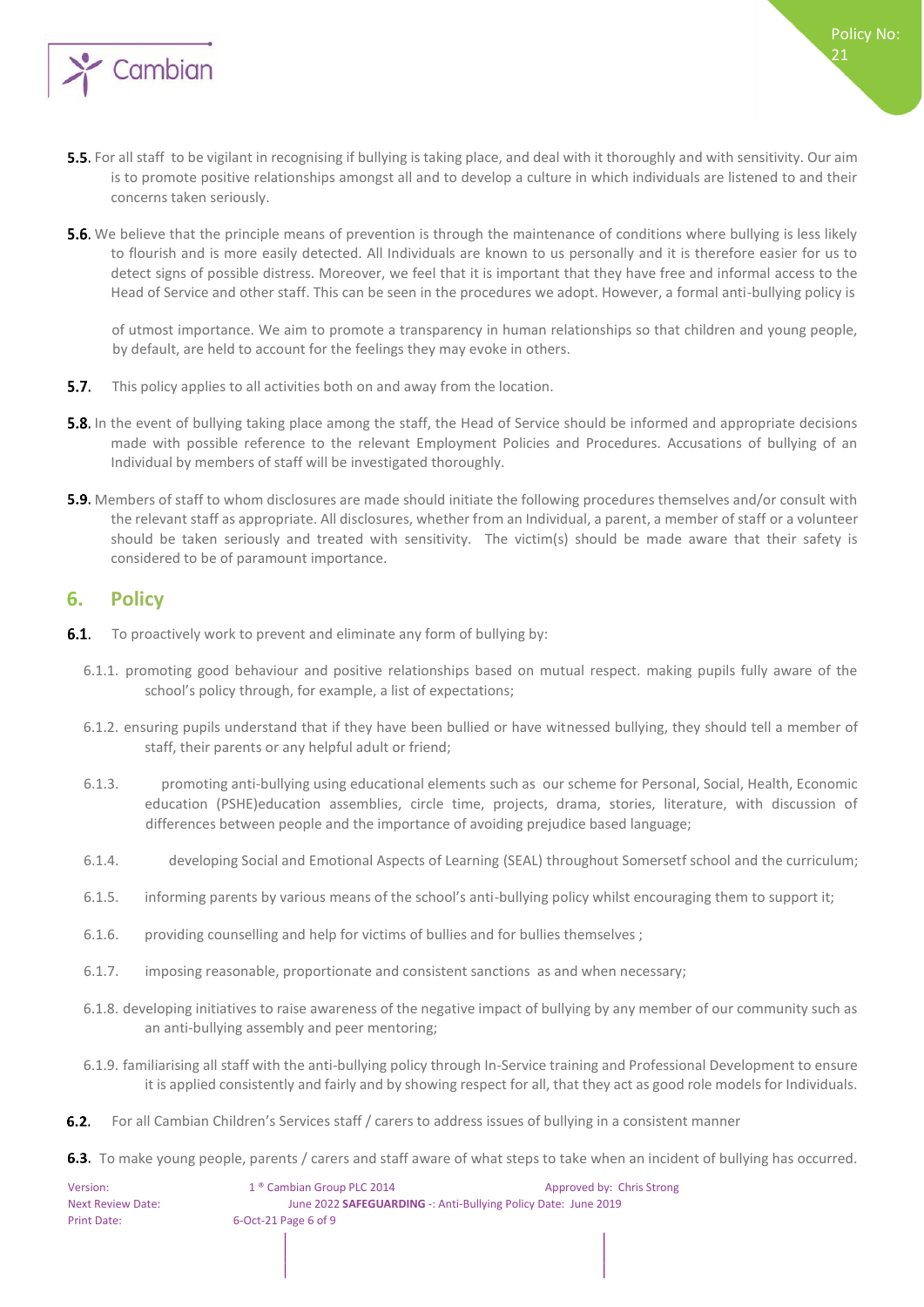**5.5.** For all staff to be vigilant in recognising if bullying is taking place, and deal with it thoroughly and with sensitivity. Our aim is to promote positive relationships amongst all and to develop a culture in which individuals are listened to and their concerns taken seriously.

**5.6.** We believe that the principle means of prevention is through the maintenance of conditions where bullying is less likely to flourish and is more easily detected. All Individuals are known to us personally and it is therefore easier for us to detect signs of possible distress. Moreover, we feel that it is important that they have free and informal access to the Head of Service and other staff. This can be seen in the procedures we adopt. However, a formal anti-bullying policy is of utmost importance. We aim to promote a transparency in human relationships so that children and young people, by default, are held to account for the feelings they may evoke in others.

**5.7.** This policy applies to all activities both on and away from the location.

**5.8.** In the event of bullying taking place among the staff, the Head of Service should be informed and appropriate decisions made with possible reference to the relevant Employment Policies and Procedures. Accusations of bullying of an Individual by members of staff will be investigated thoroughly.

**5.9.** Members of staff to whom disclosures are made should initiate the following procedures themselves and/or consult with the relevant staff as appropriate. All disclosures, whether from an Individual, a parent, a member of staff or a volunteer should be taken seriously and treated with sensitivity. The victim(s) should be made aware that their safety is considered to be of paramount importance.

## 6. Policy

**6.1.** To proactively work to prevent and eliminate any form of bullying by:

6.1.1. promoting good behaviour and positive relationships based on mutual respect. making pupils fully aware of the school's policy through, for example, a list of expectations;

6.1.2. ensuring pupils understand that if they have been bullied or have witnessed bullying, they should tell a member of staff, their parents or any helpful adult or friend;

6.1.3. promoting anti-bullying using educational elements such as our scheme for Personal, Social, Health, Economic education (PSHE)education assemblies, circle time, projects, drama, stories, literature, with discussion of differences between people and the importance of avoiding prejudice based language;

6.1.4. developing Social and Emotional Aspects of Learning (SEAL) throughout Somersetf school and the curriculum;

6.1.5. informing parents by various means of the school's anti-bullying policy whilst encouraging them to support it;

6.1.6. providing counselling and help for victims of bullies and for bullies themselves ;

6.1.7. imposing reasonable, proportionate and consistent sanctions as and when necessary;

6.1.8. developing initiatives to raise awareness of the negative impact of bullying by any member of our community such as an anti-bullying assembly and peer mentoring;

6.1.9. familiarising all staff with the anti-bullying policy through In-Service training and Professional Development to ensure it is applied consistently and fairly and by showing respect for all, that they act as good role models for Individuals.

**6.2.** For all Cambian Children's Services staff / carers to address issues of bullying in a consistent manner

**6.3.** To make young people, parents / carers and staff aware of what steps to take when an incident of bullying has occurred.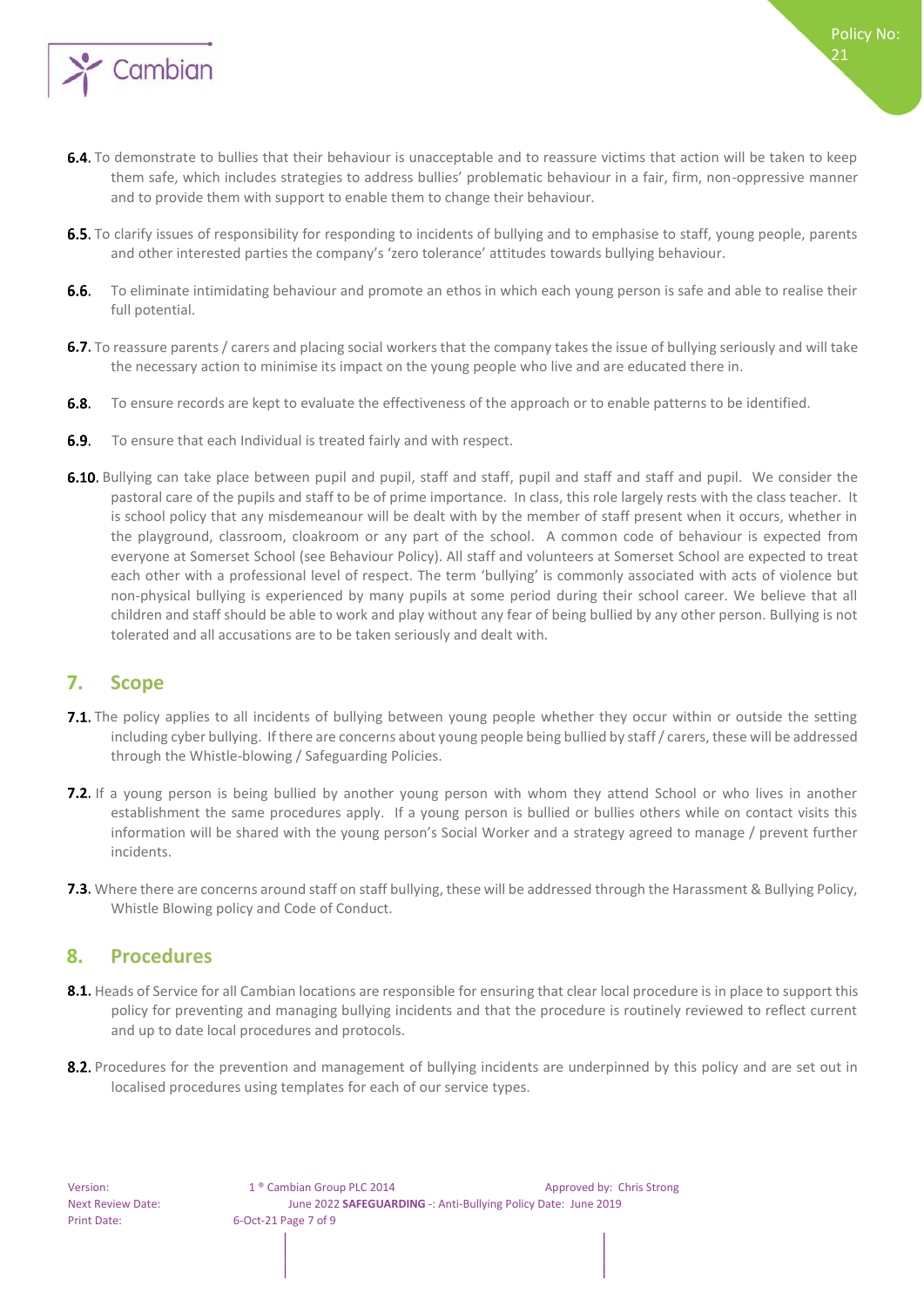**6.4.** To demonstrate to bullies that their behaviour is unacceptable and to reassure victims that action will be taken to keep them safe, which includes strategies to address bullies' problematic behaviour in a fair, firm, non-oppressive manner and to provide them with support to enable them to change their behaviour.

**6.5.** To clarify issues of responsibility for responding to incidents of bullying and to emphasise to staff, young people, parents and other interested parties the company's 'zero tolerance' attitudes towards bullying behaviour.

**6.6.** To eliminate intimidating behaviour and promote an ethos in which each young person is safe and able to realise their full potential.

**6.7.** To reassure parents / carers and placing social workers that the company takes the issue of bullying seriously and will take the necessary action to minimise its impact on the young people who live and are educated there in.

**6.8.** To ensure records are kept to evaluate the effectiveness of the approach or to enable patterns to be identified.

**6.9.** To ensure that each Individual is treated fairly and with respect.

**6.10.** Bullying can take place between pupil and pupil, staff and staff, pupil and staff and staff and pupil. We consider the pastoral care of the pupils and staff to be of prime importance. In class, this role largely rests with the class teacher. It is school policy that any misdemeanour will be dealt with by the member of staff present when it occurs, whether in the playground, classroom, cloakroom or any part of the school. A common code of behaviour is expected from everyone at Somerset School (see Behaviour Policy). All staff and volunteers at Somerset School are expected to treat each other with a professional level of respect. The term 'bullying' is commonly associated with acts of violence but non-physical bullying is experienced by many pupils at some period during their school career. We believe that all children and staff should be able to work and play without any fear of being bullied by any other person. Bullying is not tolerated and all accusations are to be taken seriously and dealt with.

## 7. Scope

**7.1.** The policy applies to all incidents of bullying between young people whether they occur within or outside the setting including cyber bullying. If there are concerns about young people being bullied by staff / carers, these will be addressed through the Whistle-blowing / Safeguarding Policies.

**7.2.** If a young person is being bullied by another young person with whom they attend School or who lives in another establishment the same procedures apply. If a young person is bullied or bullies others while on contact visits this information will be shared with the young person's Social Worker and a strategy agreed to manage / prevent further incidents.

**7.3.** Where there are concerns around staff on staff bullying, these will be addressed through the Harassment & Bullying Policy, Whistle Blowing policy and Code of Conduct.

## 8. Procedures

**8.1.** Heads of Service for all Cambian locations are responsible for ensuring that clear local procedure is in place to support this policy for preventing and managing bullying incidents and that the procedure is routinely reviewed to reflect current and up to date local procedures and protocols.

**8.2.** Procedures for the prevention and management of bullying incidents are underpinned by this policy and are set out in localised procedures using templates for each of our service types.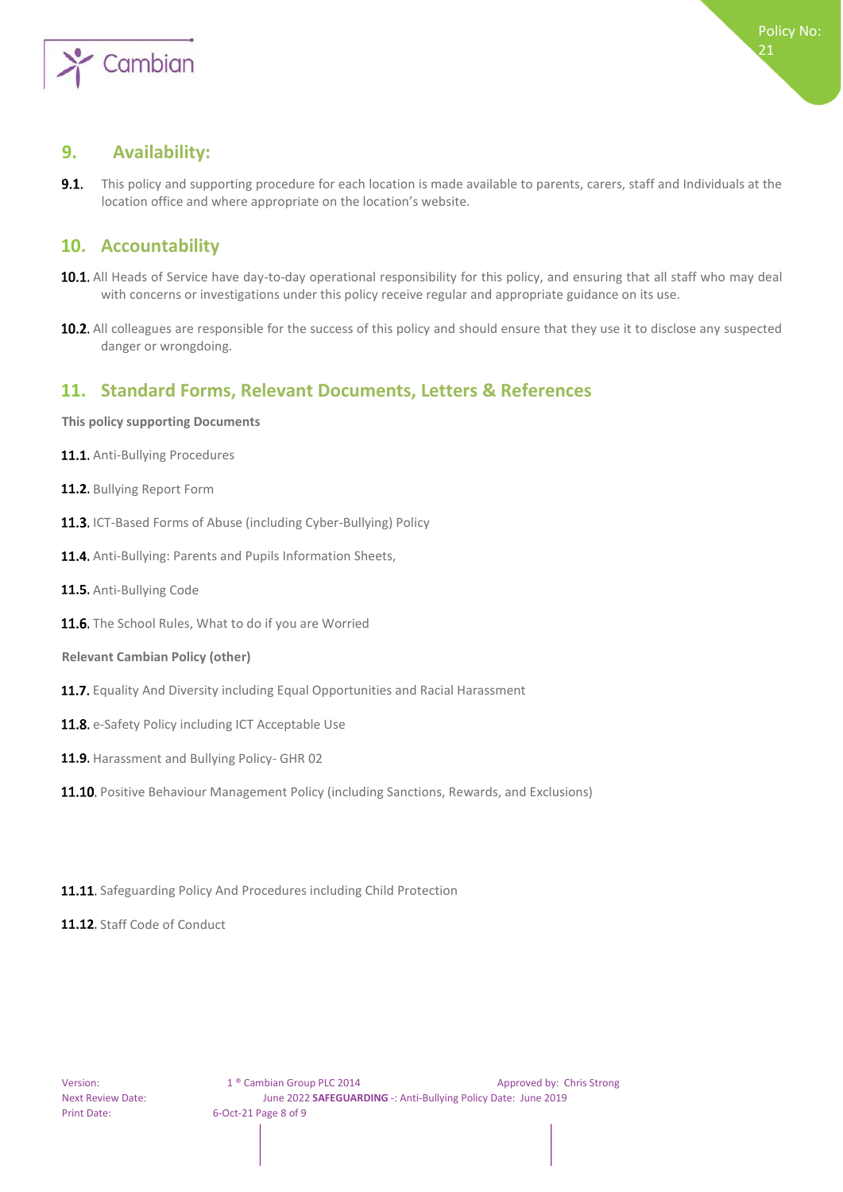## 9. Availability:

**9.1.** This policy and supporting procedure for each location is made available to parents, carers, staff and Individuals at the location office and where appropriate on the location's website.

## 10. Accountability

**10.1.** All Heads of Service have day-to-day operational responsibility for this policy, and ensuring that all staff who may deal with concerns or investigations under this policy receive regular and appropriate guidance on its use.

**10.2.** All colleagues are responsible for the success of this policy and should ensure that they use it to disclose any suspected danger or wrongdoing.

## 11. Standard Forms, Relevant Documents, Letters & References

**This policy supporting Documents**

**11.1.** Anti-Bullying Procedures

**11.2.** Bullying Report Form

**11.3.** ICT-Based Forms of Abuse (including Cyber-Bullying) Policy

**11.4.** Anti-Bullying: Parents and Pupils Information Sheets,

**11.5.** Anti-Bullying Code

**11.6.** The School Rules, What to do if you are Worried

**Relevant Cambian Policy (other)**

**11.7.** Equality And Diversity including Equal Opportunities and Racial Harassment

**11.8.** e-Safety Policy including ICT Acceptable Use

**11.9.** Harassment and Bullying Policy- GHR 02

**11.10.** Positive Behaviour Management Policy (including Sanctions, Rewards, and Exclusions)

**11.11.** Safeguarding Policy And Procedures including Child Protection

**11.12.** Staff Code of Conduct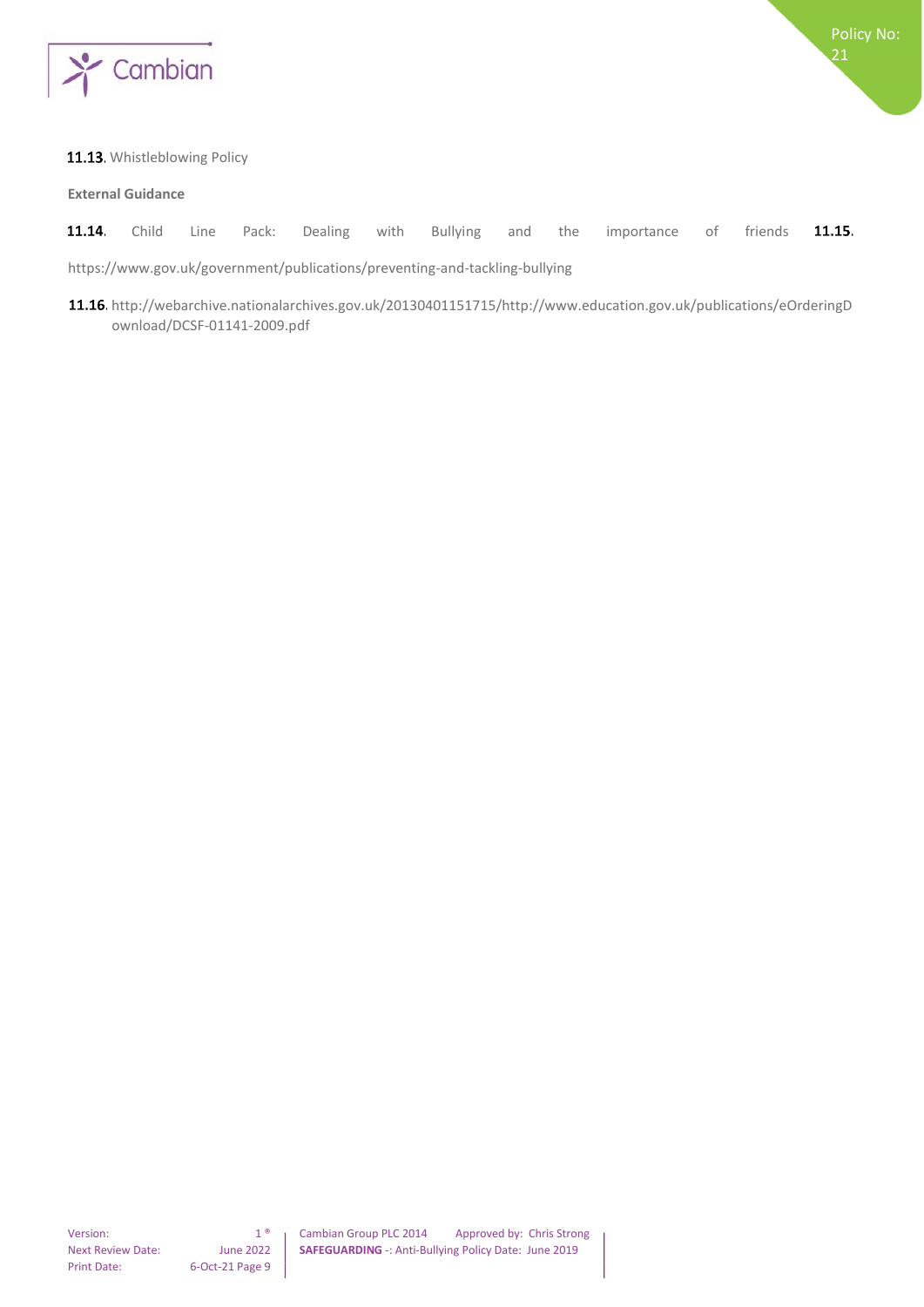**11.13.** Whistleblowing Policy

**External Guidance**

**11.14.** Child Line Pack: Dealing with Bullying and the importance of friends

**11.15.** https://www.gov.uk/government/publications/preventing-and-tackling-bullying

**11.16.** http://webarchive.nationalarchives.gov.uk/20130401151715/http://www.education.gov.uk/publications/eOrderingDownload/DCSF-01141-2009.pdf